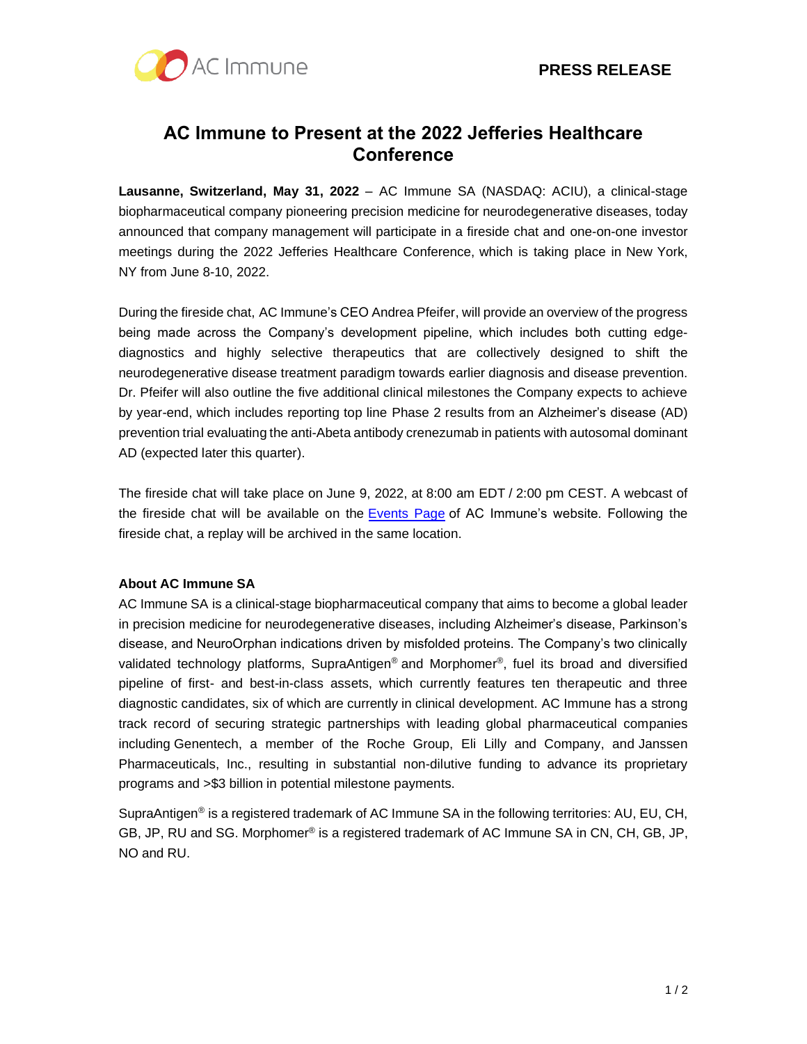**PRESS RELEASE**

# AC Immune to Present at the 2022 Jefferies Healthcare Conference

**Lausanne, Switzerland, May 31, 2022** – AC Immune SA (NASDAQ: ACIU), a clinical-stage biopharmaceutical company pioneering precision medicine for neurodegenerative diseases, today announced that company management will participate in a fireside chat and one-on-one investor meetings during the 2022 Jefferies Healthcare Conference, which is taking place in New York, NY from June 8-10, 2022.

During the fireside chat, AC Immune's CEO Andrea Pfeifer, will provide an overview of the progress being made across the Company's development pipeline, which includes both cutting edge-diagnostics and highly selective therapeutics that are collectively designed to shift the neurodegenerative disease treatment paradigm towards earlier diagnosis and disease prevention. Dr. Pfeifer will also outline the five additional clinical milestones the Company expects to achieve by year-end, which includes reporting top line Phase 2 results from an Alzheimer's disease (AD) prevention trial evaluating the anti-Abeta antibody crenezumab in patients with autosomal dominant AD (expected later this quarter).

The fireside chat will take place on June 9, 2022, at 8:00 am EDT / 2:00 pm CEST. A webcast of the fireside chat will be available on the Events Page of AC Immune's website. Following the fireside chat, a replay will be archived in the same location.

**About AC Immune SA**

AC Immune SA is a clinical-stage biopharmaceutical company that aims to become a global leader in precision medicine for neurodegenerative diseases, including Alzheimer's disease, Parkinson's disease, and NeuroOrphan indications driven by misfolded proteins. The Company's two clinically validated technology platforms, SupraAntigen® and Morphomer®, fuel its broad and diversified pipeline of first- and best-in-class assets, which currently features ten therapeutic and three diagnostic candidates, six of which are currently in clinical development. AC Immune has a strong track record of securing strategic partnerships with leading global pharmaceutical companies including Genentech, a member of the Roche Group, Eli Lilly and Company, and Janssen Pharmaceuticals, Inc., resulting in substantial non-dilutive funding to advance its proprietary programs and >$3 billion in potential milestone payments.

SupraAntigen® is a registered trademark of AC Immune SA in the following territories: AU, EU, CH, GB, JP, RU and SG. Morphomer® is a registered trademark of AC Immune SA in CN, CH, GB, JP, NO and RU.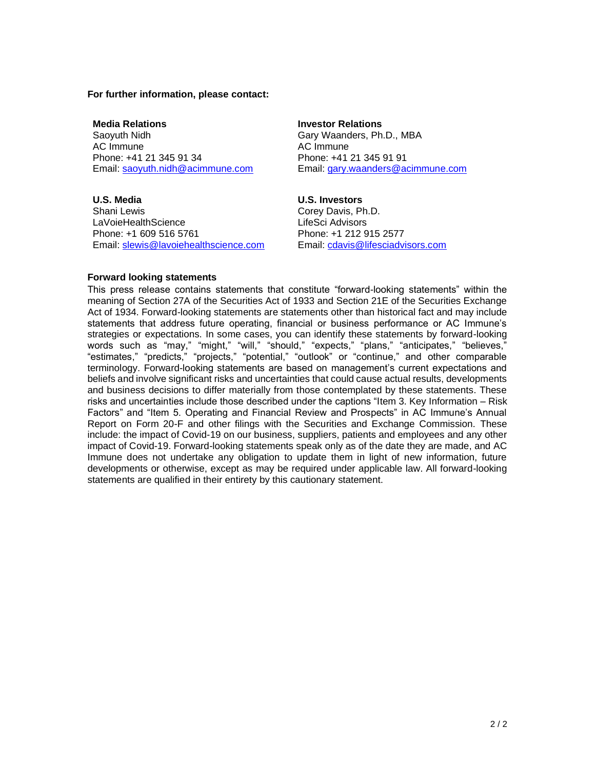**For further information, please contact:**

**Media Relations**
Saoyuth Nidh
AC Immune
Phone: +41 21 345 91 34
Email: saoyuth.nidh@acimmune.com

**Investor Relations**
Gary Waanders, Ph.D., MBA
AC Immune
Phone: +41 21 345 91 91
Email: gary.waanders@acimmune.com

**U.S. Media**
Shani Lewis
LaVoieHealthScience
Phone: +1 609 516 5761
Email: slewis@lavoiehealthscience.com

**U.S. Investors**
Corey Davis, Ph.D.
LifeSci Advisors
Phone: +1 212 915 2577
Email: cdavis@lifesciadvisors.com

**Forward looking statements**

This press release contains statements that constitute "forward-looking statements" within the meaning of Section 27A of the Securities Act of 1933 and Section 21E of the Securities Exchange Act of 1934. Forward-looking statements are statements other than historical fact and may include statements that address future operating, financial or business performance or AC Immune's strategies or expectations. In some cases, you can identify these statements by forward-looking words such as "may," "might," "will," "should," "expects," "plans," "anticipates," "believes," "estimates," "predicts," "projects," "potential," "outlook" or "continue," and other comparable terminology. Forward-looking statements are based on management's current expectations and beliefs and involve significant risks and uncertainties that could cause actual results, developments and business decisions to differ materially from those contemplated by these statements. These risks and uncertainties include those described under the captions "Item 3. Key Information – Risk Factors" and "Item 5. Operating and Financial Review and Prospects" in AC Immune's Annual Report on Form 20-F and other filings with the Securities and Exchange Commission. These include: the impact of Covid-19 on our business, suppliers, patients and employees and any other impact of Covid-19. Forward-looking statements speak only as of the date they are made, and AC Immune does not undertake any obligation to update them in light of new information, future developments or otherwise, except as may be required under applicable law. All forward-looking statements are qualified in their entirety by this cautionary statement.